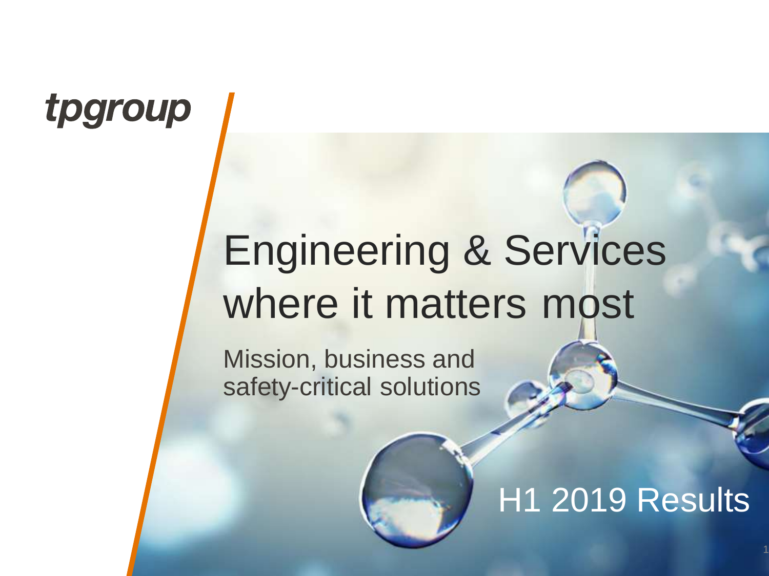tpgroup

# Engineering & Services where it matters most

Mission, business and safety-critical solutions

## H1 2019 Results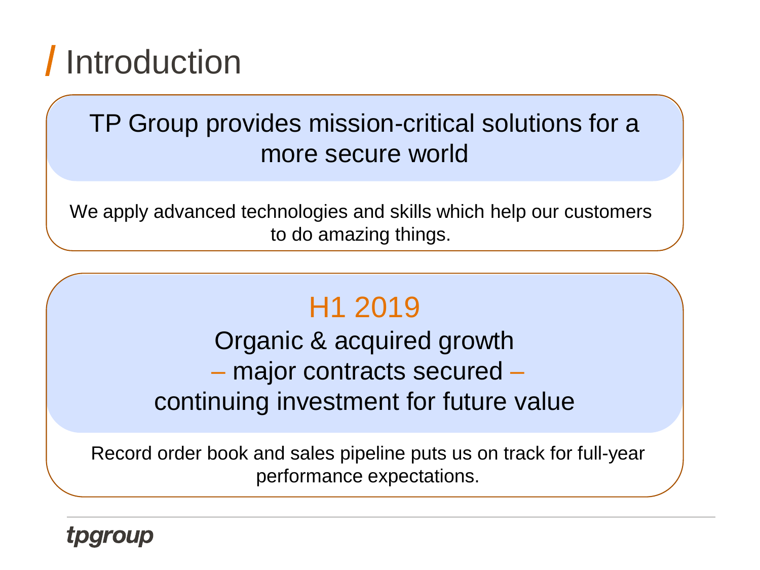# Introduction

TP Group provides mission-critical solutions for a more secure world

We apply advanced technologies and skills which help our customers to do amazing things.

## H1 2019

Organic & acquired growth
– major contracts secured –
continuing investment for future value

Record order book and sales pipeline puts us on track for full-year performance expectations.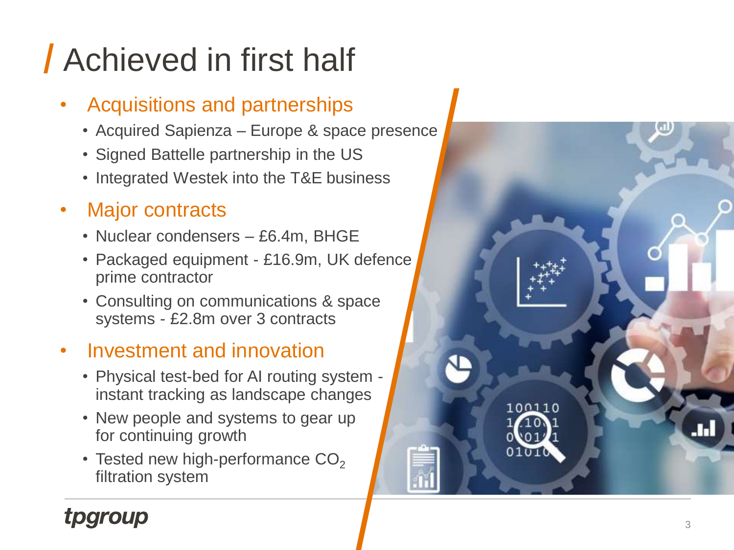# Achieved in first half

- Acquisitions and partnerships
  - Acquired Sapienza – Europe & space presence
  - Signed Battelle partnership in the US
  - Integrated Westek into the T&E business
- Major contracts
  - Nuclear condensers – £6.4m, BHGE
  - Packaged equipment - £16.9m, UK defence prime contractor
  - Consulting on communications & space systems - £2.8m over 3 contracts
- Investment and innovation
  - Physical test-bed for AI routing system - instant tracking as landscape changes
  - New people and systems to gear up for continuing growth
  - Tested new high-performance $CO_2$ filtration system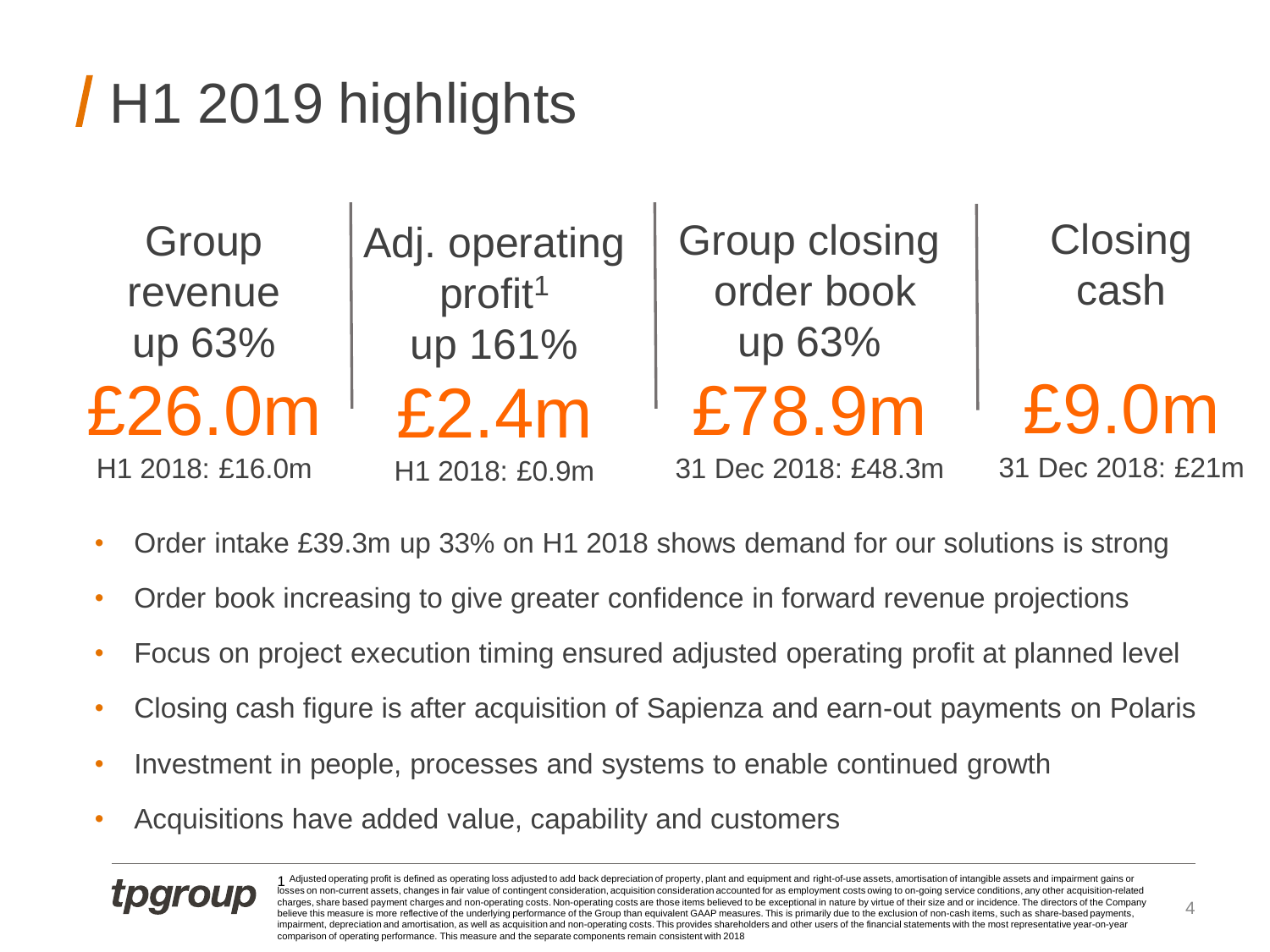# H1 2019 highlights

| Group revenue up 63% | Adj. operating profit[1] up 161% | Group closing order book up 63% | Closing cash |
|---|---|---|---|
| £26.0m | £2.4m | £78.9m | £9.0m |
| H1 2018: £16.0m | H1 2018: £0.9m | 31 Dec 2018: £48.3m | 31 Dec 2018: £21m |

- Order intake £39.3m up 33% on H1 2018 shows demand for our solutions is strong
- Order book increasing to give greater confidence in forward revenue projections
- Focus on project execution timing ensured adjusted operating profit at planned level
- Closing cash figure is after acquisition of Sapienza and earn-out payments on Polaris
- Investment in people, processes and systems to enable continued growth
- Acquisitions have added value, capability and customers

tpgroup

1 Adjusted operating profit is defined as operating loss adjusted to add back depreciation of property, plant and equipment and right-of-use assets, amortisation of intangible assets and impairment gains or losses on non-current assets, changes in fair value of contingent consideration, acquisition consideration accounted for as employment costs owing to on-going service conditions, any other acquisition-related charges, share based payment charges and non-operating costs. Non-operating costs are those items believed to be exceptional in nature by virtue of their size and or incidence. The directors of the Company believe this measure is more reflective of the underlying performance of the Group than equivalent GAAP measures. This is primarily due to the exclusion of non-cash items, such as share-based payments, impairment, depreciation and amortisation, as well as acquisition and non-operating costs. This provides shareholders and other users of the financial statements with the most representative year-on-year comparison of operating performance. This measure and the separate components remain consistent with 2018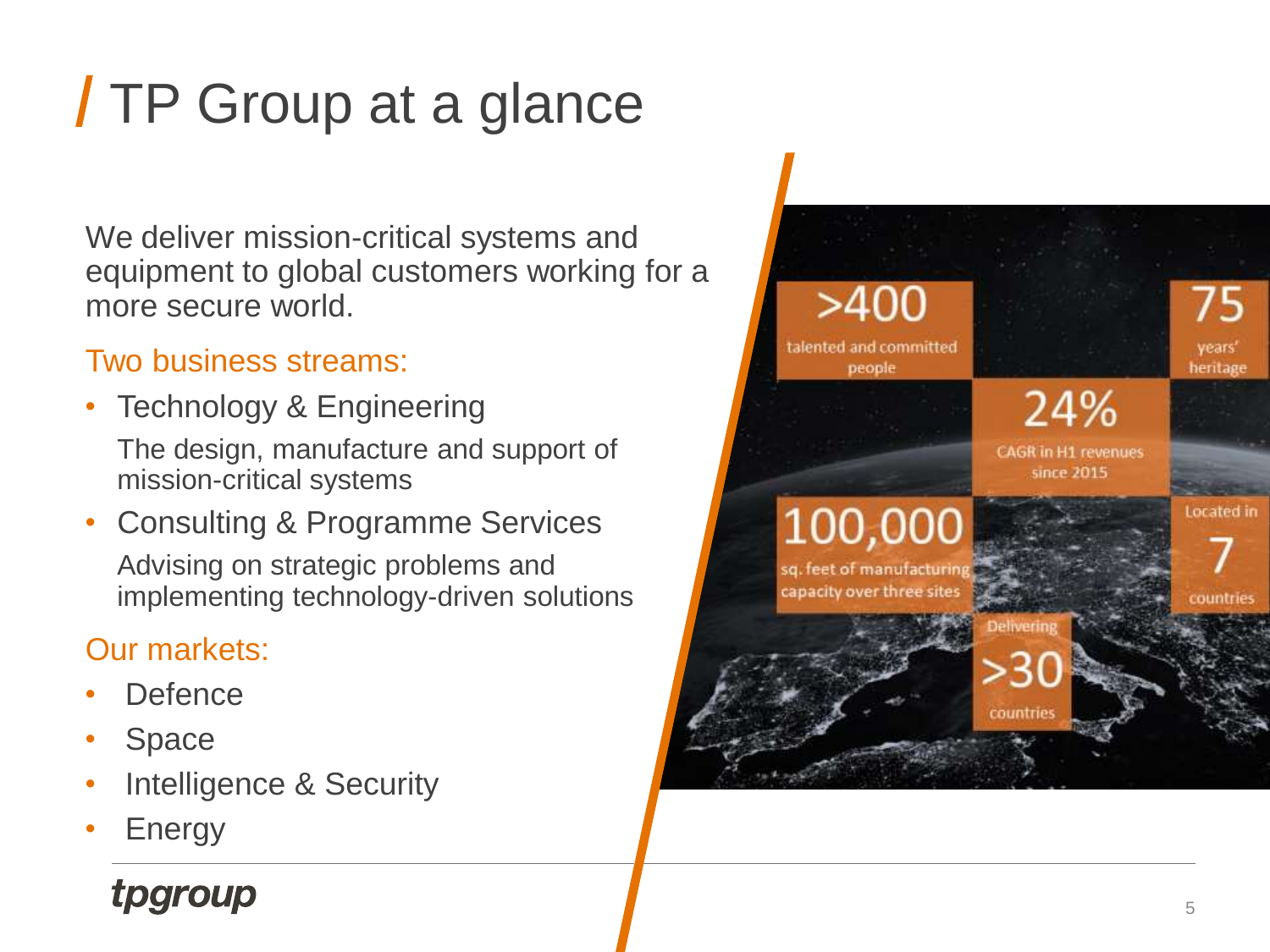# TP Group at a glance

We deliver mission-critical systems and equipment to global customers working for a more secure world.

Two business streams:

- Technology & Engineering
  The design, manufacture and support of mission-critical systems
- Consulting & Programme Services
  Advising on strategic problems and implementing technology-driven solutions

Our markets:

- Defence
- Space
- Intelligence & Security
- Energy

>400 talented and committed people

75 years' heritage

24% CAGR in H1 revenues since 2015

100,000 sq. feet of manufacturing capacity over three sites

Located in 7 countries

Delivering >30 countries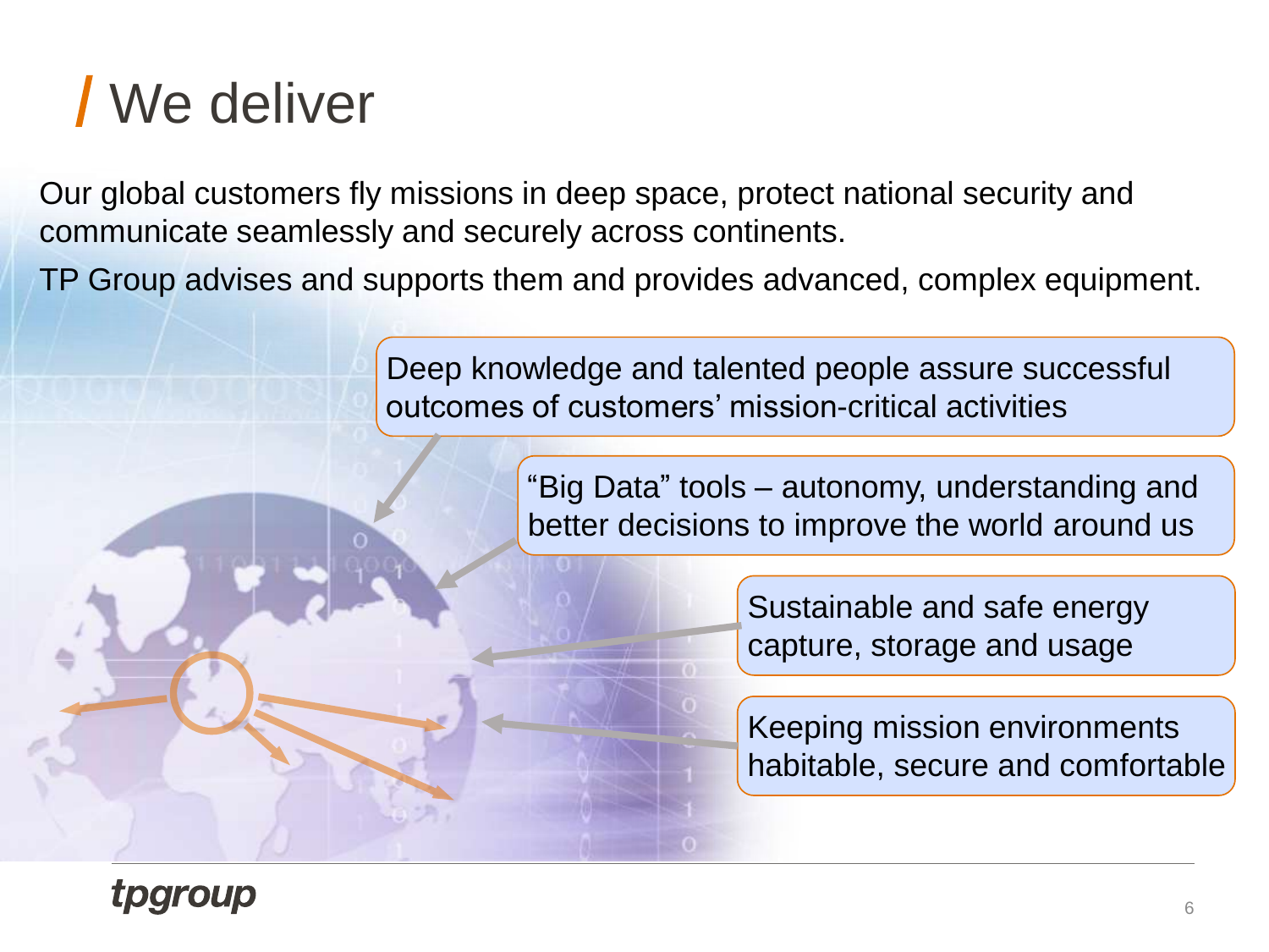# We deliver

Our global customers fly missions in deep space, protect national security and communicate seamlessly and securely across continents.

TP Group advises and supports them and provides advanced, complex equipment.

Deep knowledge and talented people assure successful outcomes of customers' mission-critical activities

"Big Data" tools – autonomy, understanding and better decisions to improve the world around us

Sustainable and safe energy capture, storage and usage

Keeping mission environments habitable, secure and comfortable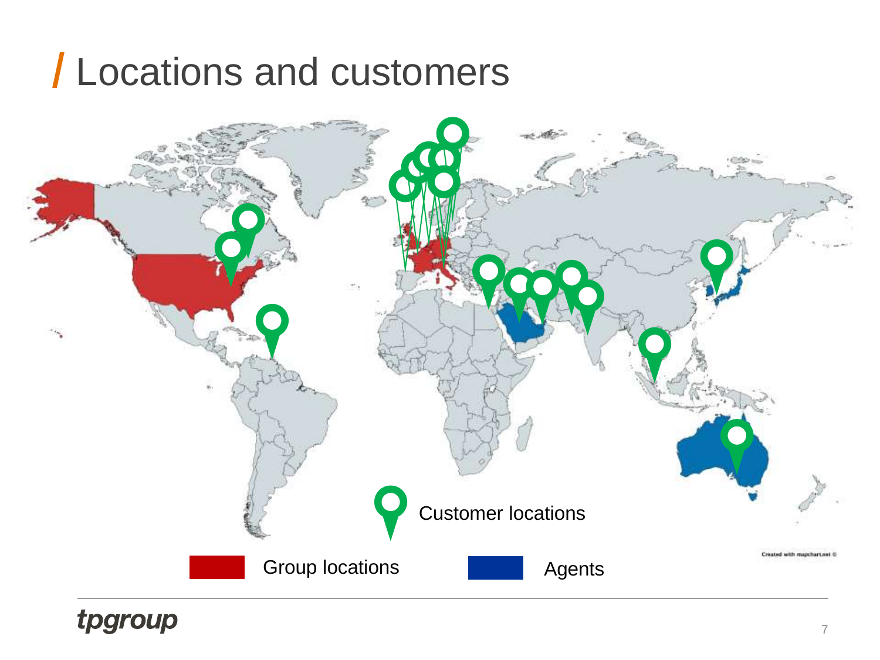# Locations and customers

Customer locations

Group locations

Agents

Created with mapchart.net ©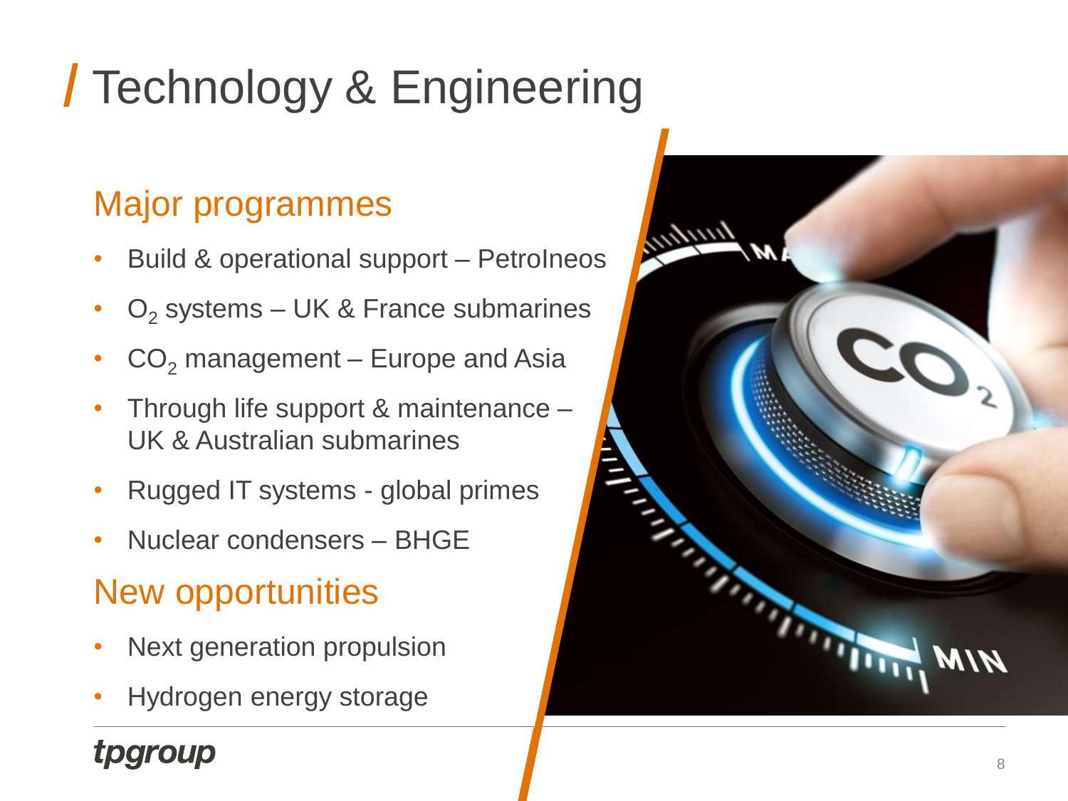# Technology & Engineering

## Major programmes

- Build & operational support – PetroIneos
- $O_2$ systems – UK & France submarines
- $CO_2$ management – Europe and Asia
- Through life support & maintenance – UK & Australian submarines
- Rugged IT systems - global primes
- Nuclear condensers – BHGE

## New opportunities

- Next generation propulsion
- Hydrogen energy storage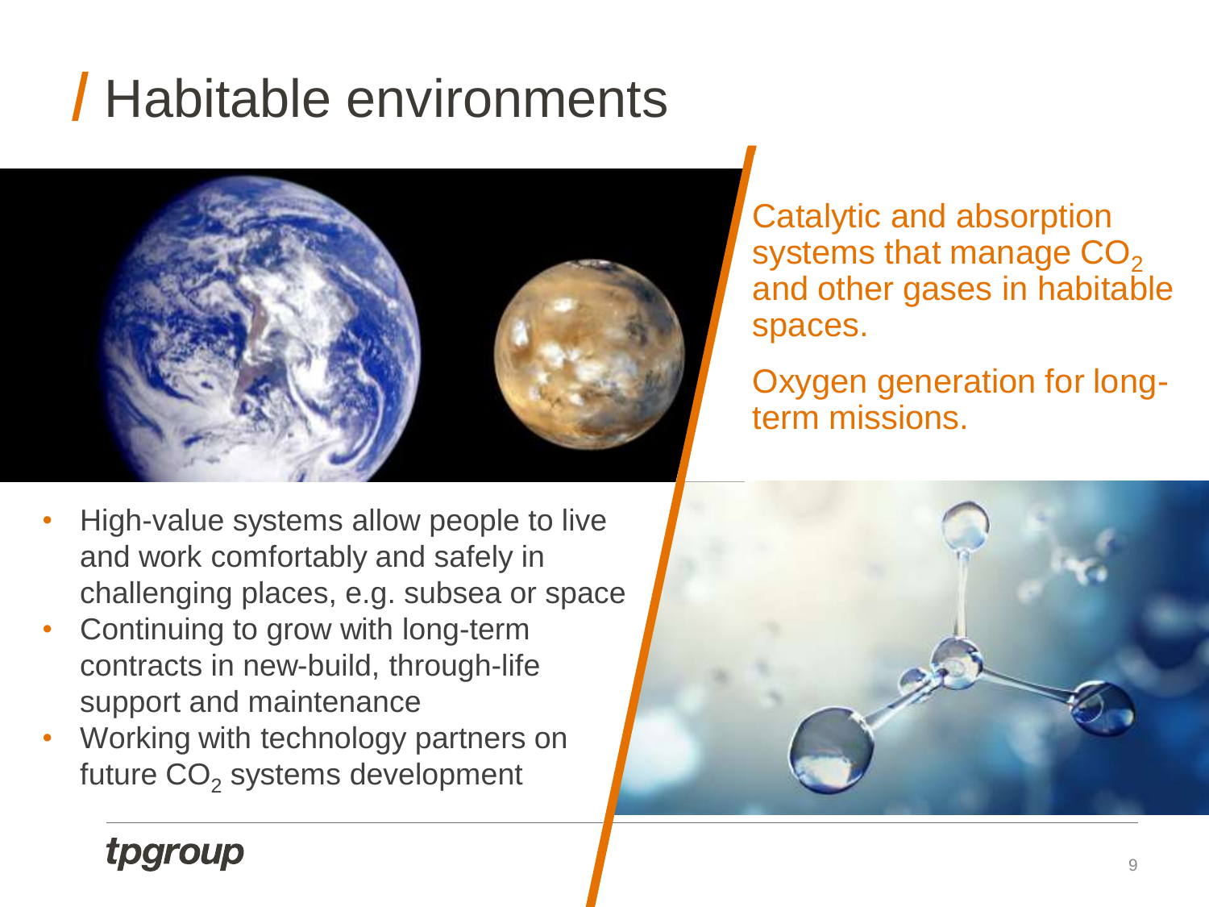# Habitable environments

Catalytic and absorption systems that manage $CO_2$ and other gases in habitable spaces.

Oxygen generation for long-term missions.

- High-value systems allow people to live and work comfortably and safely in challenging places, e.g. subsea or space
- Continuing to grow with long-term contracts in new-build, through-life support and maintenance
- Working with technology partners on future $CO_2$ systems development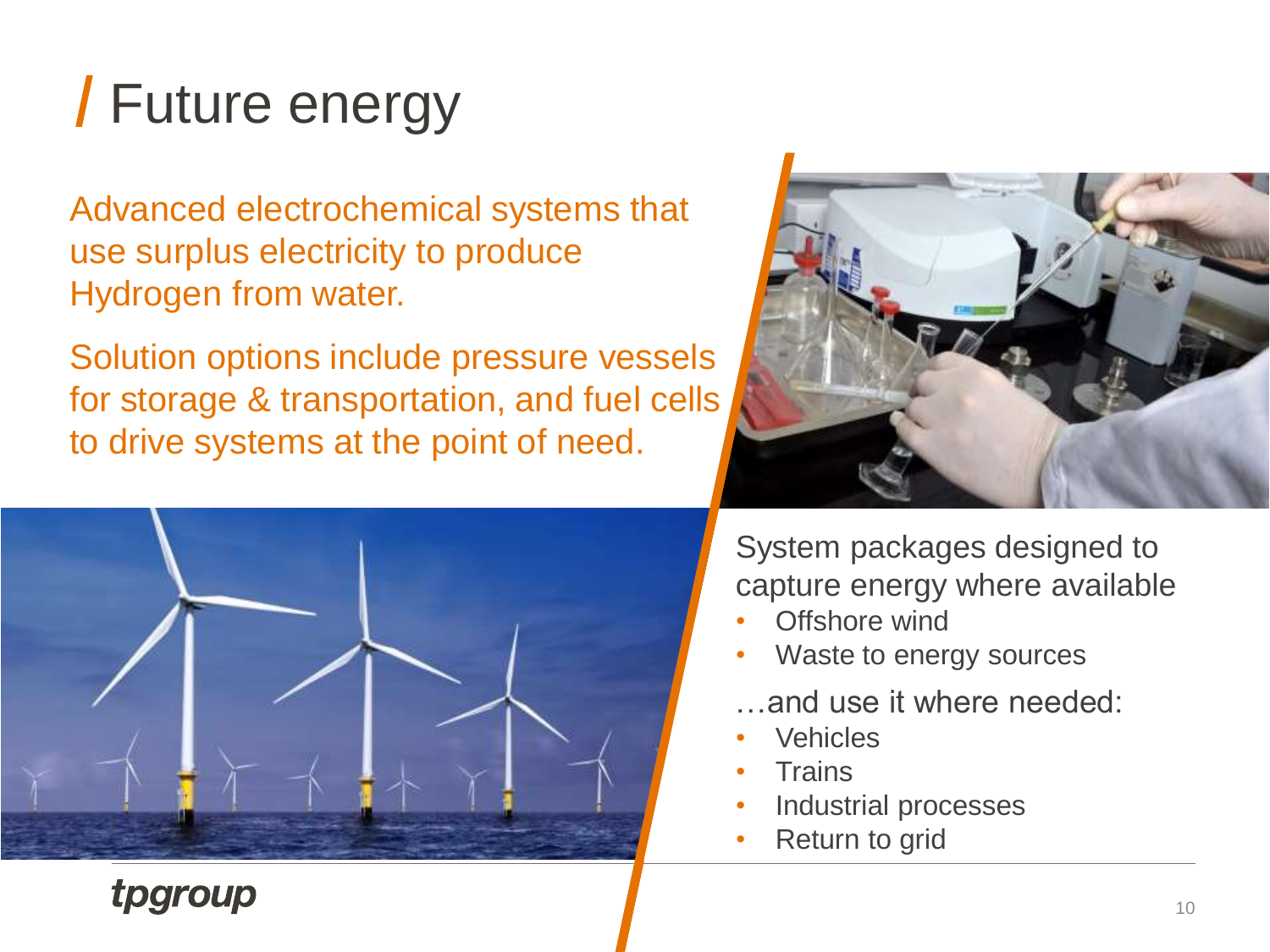# Future energy

Advanced electrochemical systems that use surplus electricity to produce Hydrogen from water.

Solution options include pressure vessels for storage & transportation, and fuel cells to drive systems at the point of need.

System packages designed to capture energy where available

- Offshore wind
- Waste to energy sources

…and use it where needed:

- Vehicles
- Trains
- Industrial processes
- Return to grid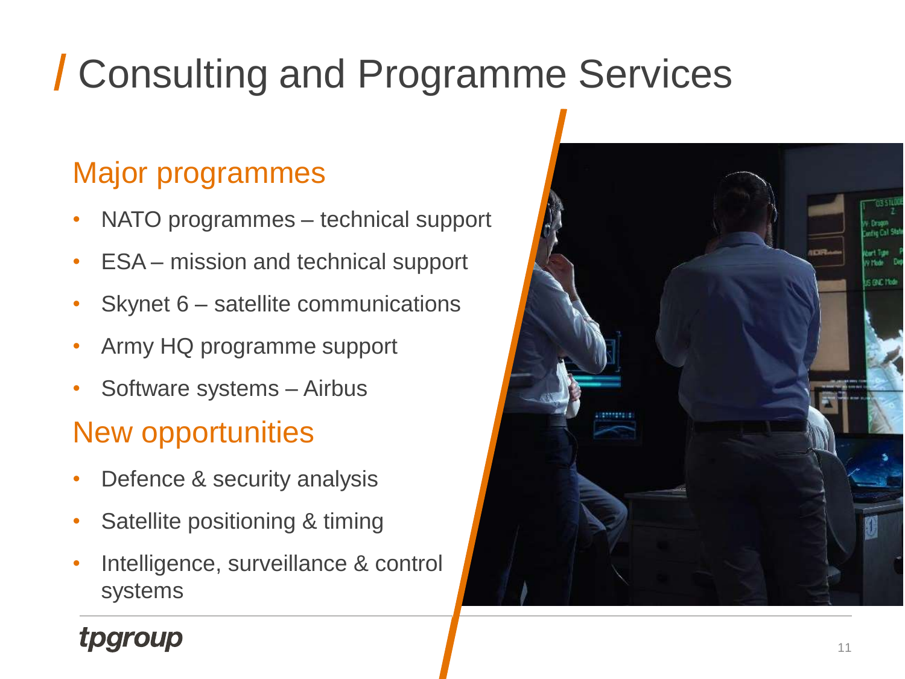# Consulting and Programme Services

## Major programmes

- NATO programmes – technical support
- ESA – mission and technical support
- Skynet 6 – satellite communications
- Army HQ programme support
- Software systems – Airbus

## New opportunities

- Defence & security analysis
- Satellite positioning & timing
- Intelligence, surveillance & control systems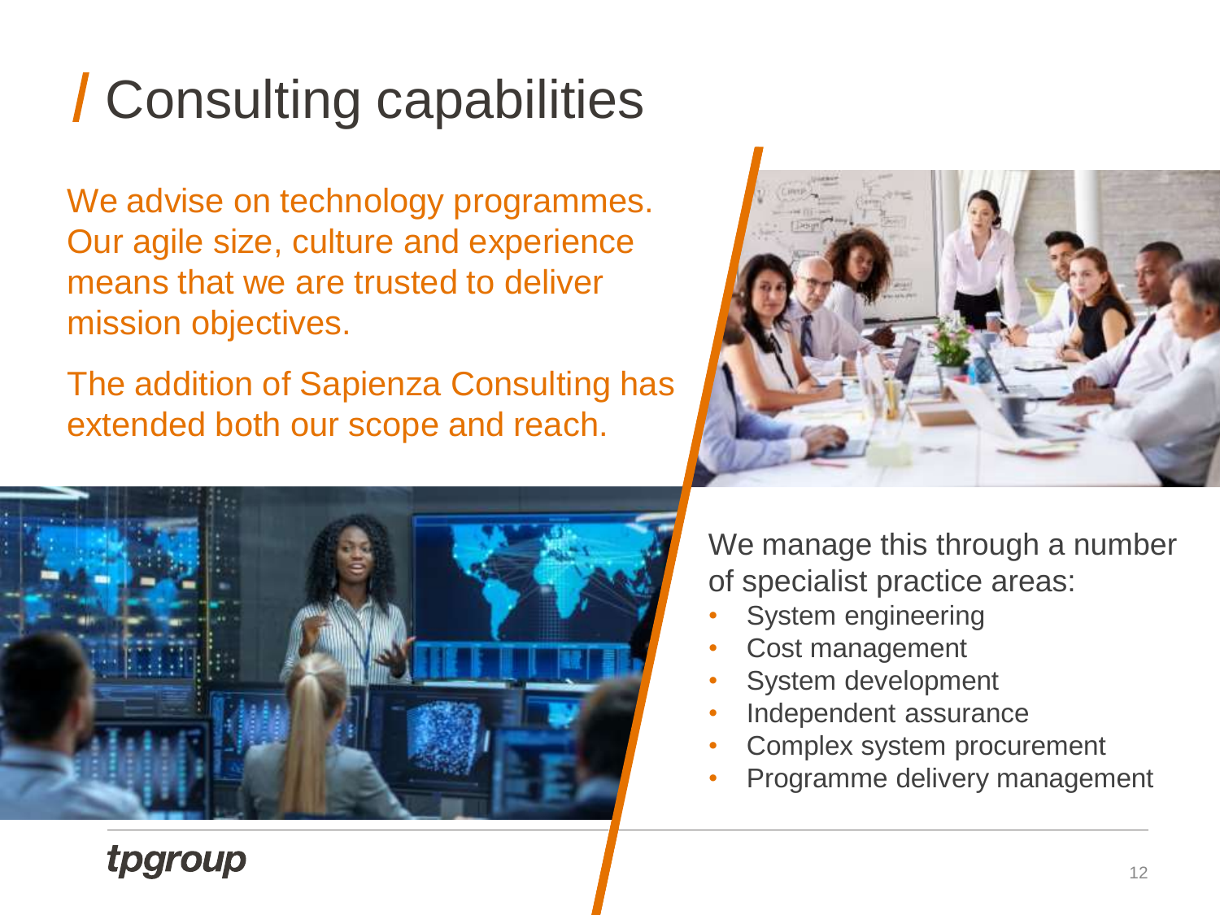# Consulting capabilities

We advise on technology programmes. Our agile size, culture and experience means that we are trusted to deliver mission objectives.

The addition of Sapienza Consulting has extended both our scope and reach.

We manage this through a number of specialist practice areas:

- System engineering
- Cost management
- System development
- Independent assurance
- Complex system procurement
- Programme delivery management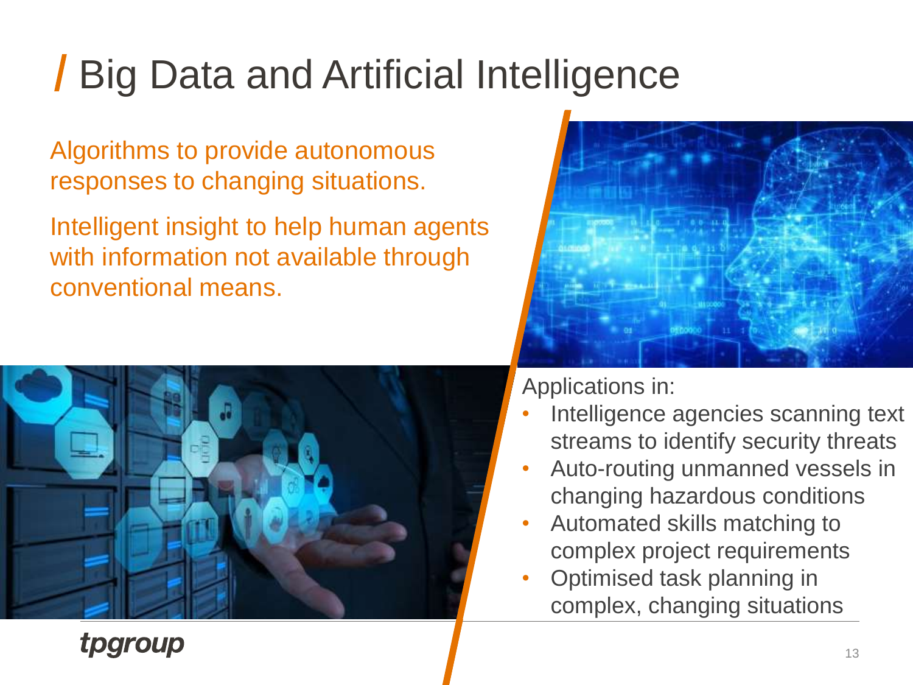# Big Data and Artificial Intelligence

Algorithms to provide autonomous responses to changing situations.

Intelligent insight to help human agents with information not available through conventional means.

Applications in:

- Intelligence agencies scanning text streams to identify security threats
- Auto-routing unmanned vessels in changing hazardous conditions
- Automated skills matching to complex project requirements
- Optimised task planning in complex, changing situations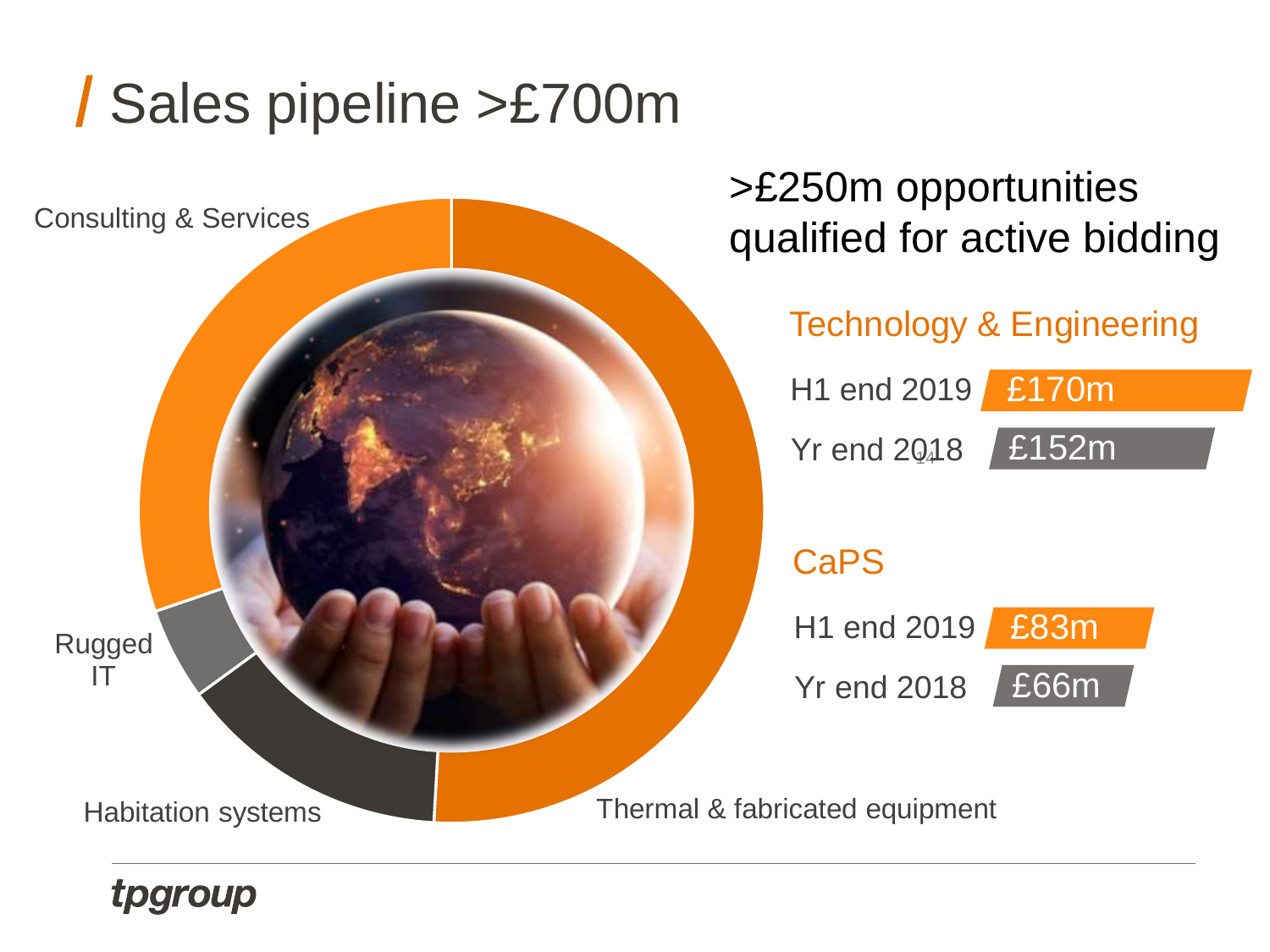# Sales pipeline >£700m

Consulting & Services

Rugged IT

Habitation systems

Thermal & fabricated equipment

## >£250m opportunities qualified for active bidding

### Technology & Engineering

| | |
|---|---|
| H1 end 2019 | £170m |
| Yr end 2018 | £152m |

### CaPS

| | |
|---|---|
| H1 end 2019 | £83m |
| Yr end 2018 | £66m |

tpgroup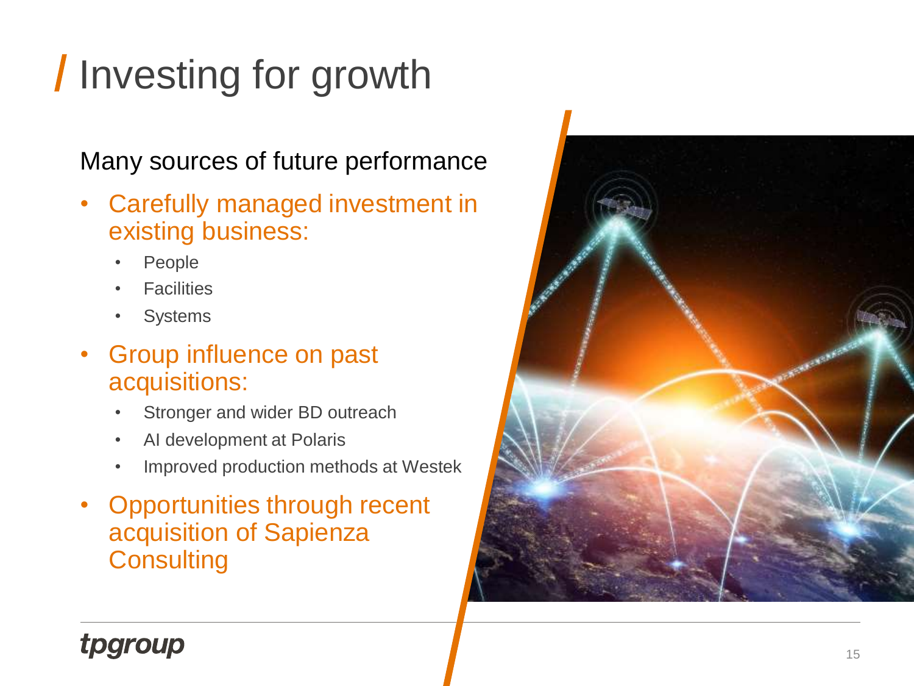# Investing for growth

Many sources of future performance

- Carefully managed investment in existing business:
  - People
  - Facilities
  - Systems
- Group influence on past acquisitions:
  - Stronger and wider BD outreach
  - AI development at Polaris
  - Improved production methods at Westek
- Opportunities through recent acquisition of Sapienza Consulting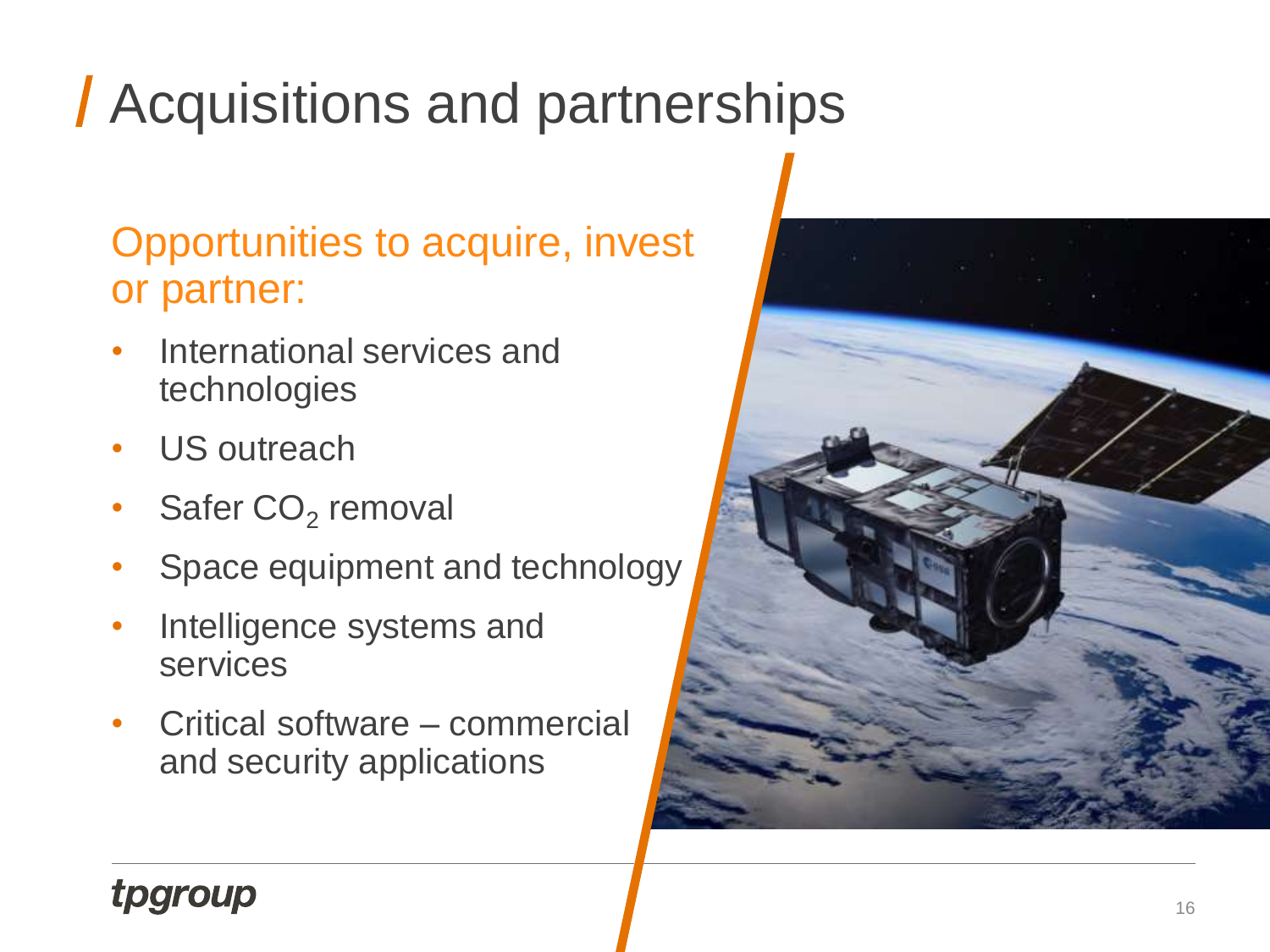# Acquisitions and partnerships

## Opportunities to acquire, invest or partner:

- International services and technologies
- US outreach
- Safer $CO_2$ removal
- Space equipment and technology
- Intelligence systems and services
- Critical software – commercial and security applications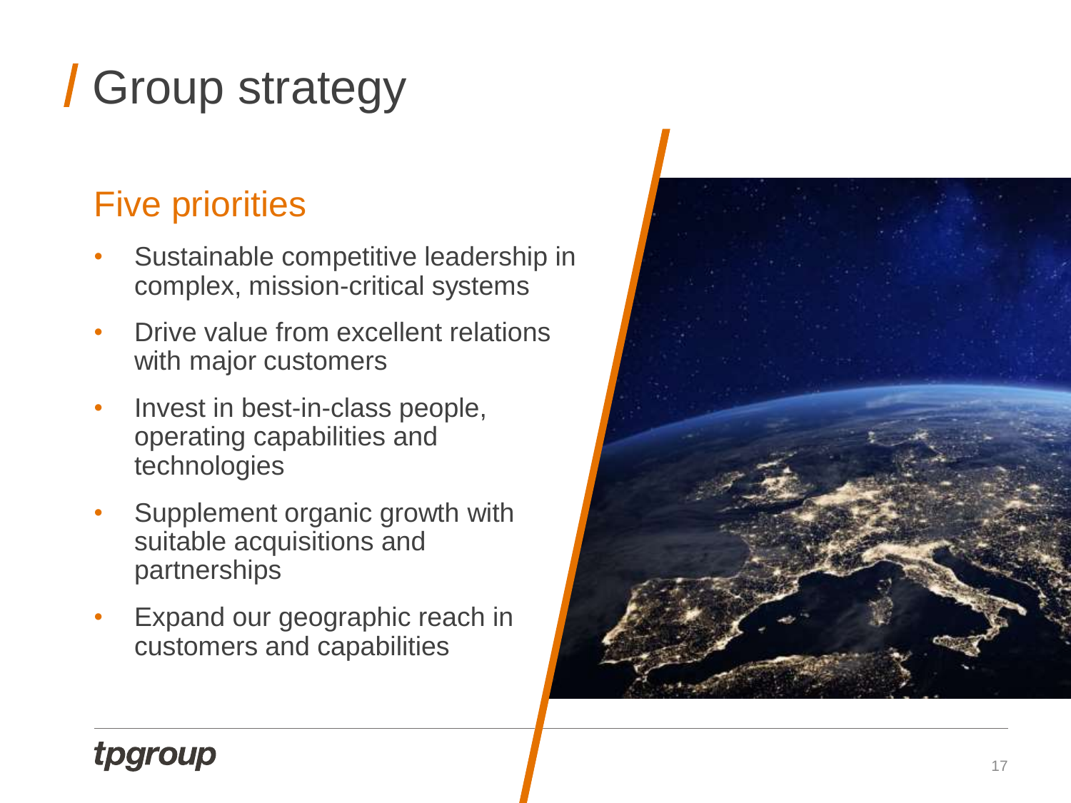# Group strategy

## Five priorities

- Sustainable competitive leadership in complex, mission-critical systems
- Drive value from excellent relations with major customers
- Invest in best-in-class people, operating capabilities and technologies
- Supplement organic growth with suitable acquisitions and partnerships
- Expand our geographic reach in customers and capabilities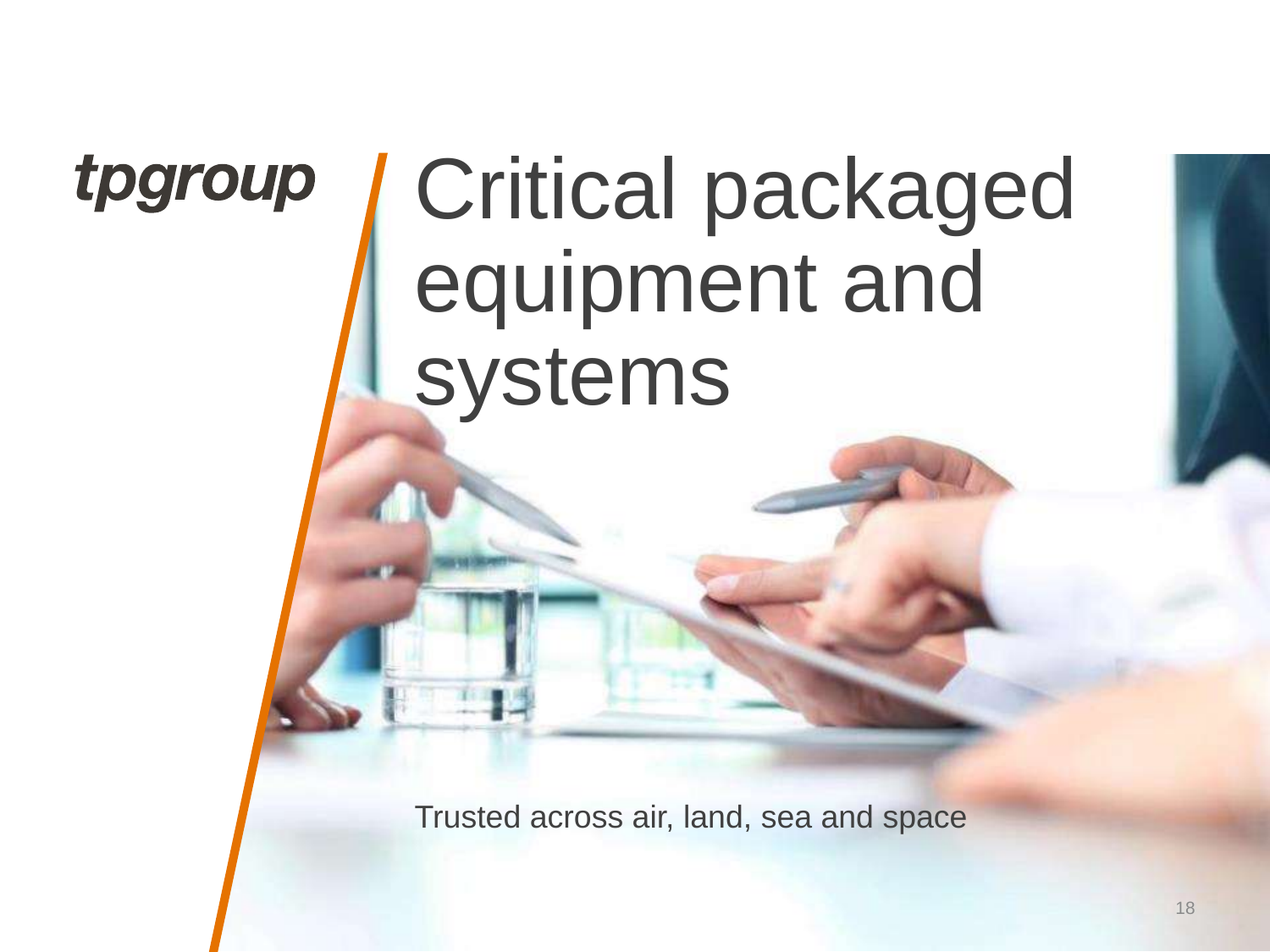tpgroup

# Critical packaged equipment and systems

Trusted across air, land, sea and space